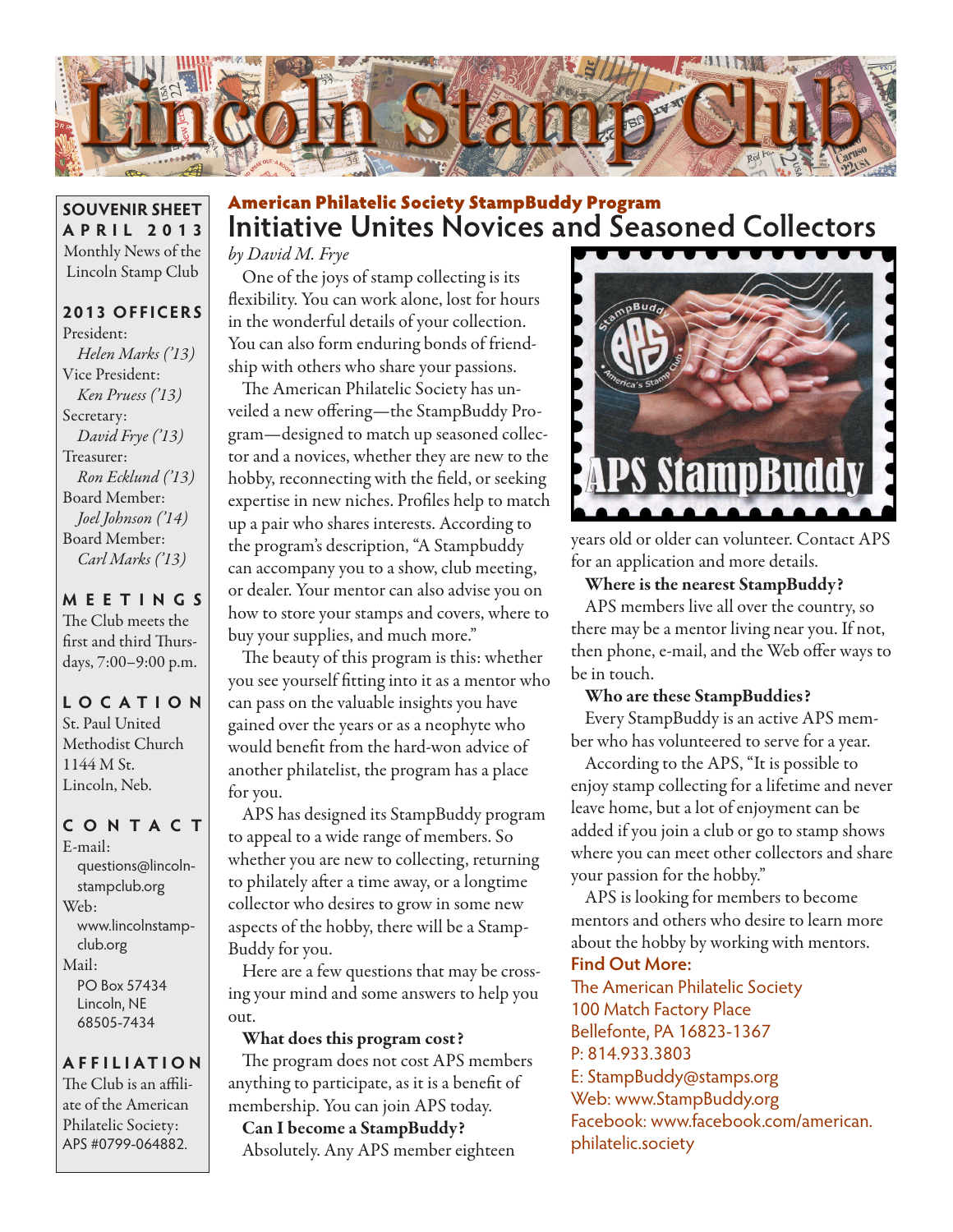# Lincoln Stamp Club

**SOUVENIR SHEET**
**APRIL 2013**
Monthly News of the Lincoln Stamp Club

### 2013 OFFICERS

President:
*Helen Marks ('13)*
Vice President:
*Ken Pruess ('13)*
Secretary:
*David Frye ('13)*
Treasurer:
*Ron Ecklund ('13)*
Board Member:
*Joel Johnson ('14)*
Board Member:
*Carl Marks ('13)*

### MEETINGS

The Club meets the first and third Thursdays, 7:00–9:00 p.m.

### LOCATION

St. Paul United Methodist Church
1144 M St.
Lincoln, Neb.

### CONTACT

E-mail:
questions@lincolnstampclub.org
Web:
www.lincolnstampclub.org
Mail:
PO Box 57434
Lincoln, NE
68505-7434

### AFFILIATION

The Club is an affiliate of the American Philatelic Society: APS #0799-064882.

## American Philatelic Society StampBuddy Program

# Initiative Unites Novices and Seasoned Collectors

*by David M. Frye*

One of the joys of stamp collecting is its flexibility. You can work alone, lost for hours in the wonderful details of your collection. You can also form enduring bonds of friendship with others who share your passions.

The American Philatelic Society has unveiled a new offering—the StampBuddy Program—designed to match up seasoned collector and a novices, whether they are new to the hobby, reconnecting with the field, or seeking expertise in new niches. Profiles help to match up a pair who shares interests. According to the program's description, "A Stampbuddy can accompany you to a show, club meeting, or dealer. Your mentor can also advise you on how to store your stamps and covers, where to buy your supplies, and much more."

The beauty of this program is this: whether you see yourself fitting into it as a mentor who can pass on the valuable insights you have gained over the years or as a neophyte who would benefit from the hard-won advice of another philatelist, the program has a place for you.

APS has designed its StampBuddy program to appeal to a wide range of members. So whether you are new to collecting, returning to philately after a time away, or a longtime collector who desires to grow in some new aspects of the hobby, there will be a StampBuddy for you.

Here are a few questions that may be crossing your mind and some answers to help you out.

**What does this program cost?**

The program does not cost APS members anything to participate, as it is a benefit of membership. You can join APS today.

**Can I become a StampBuddy?**

Absolutely. Any APS member eighteen years old or older can volunteer. Contact APS for an application and more details.

**Where is the nearest StampBuddy?**

APS members live all over the country, so there may be a mentor living near you. If not, then phone, e-mail, and the Web offer ways to be in touch.

**Who are these StampBuddies?**

Every StampBuddy is an active APS member who has volunteered to serve for a year.

According to the APS, "It is possible to enjoy stamp collecting for a lifetime and never leave home, but a lot of enjoyment can be added if you join a club or go to stamp shows where you can meet other collectors and share your passion for the hobby."

APS is looking for members to become mentors and others who desire to learn more about the hobby by working with mentors.

**Find Out More:**

The American Philatelic Society
100 Match Factory Place
Bellefonte, PA 16823-1367
P: 814.933.3803
E: StampBuddy@stamps.org
Web: www.StampBuddy.org
Facebook: www.facebook.com/american.philatelic.society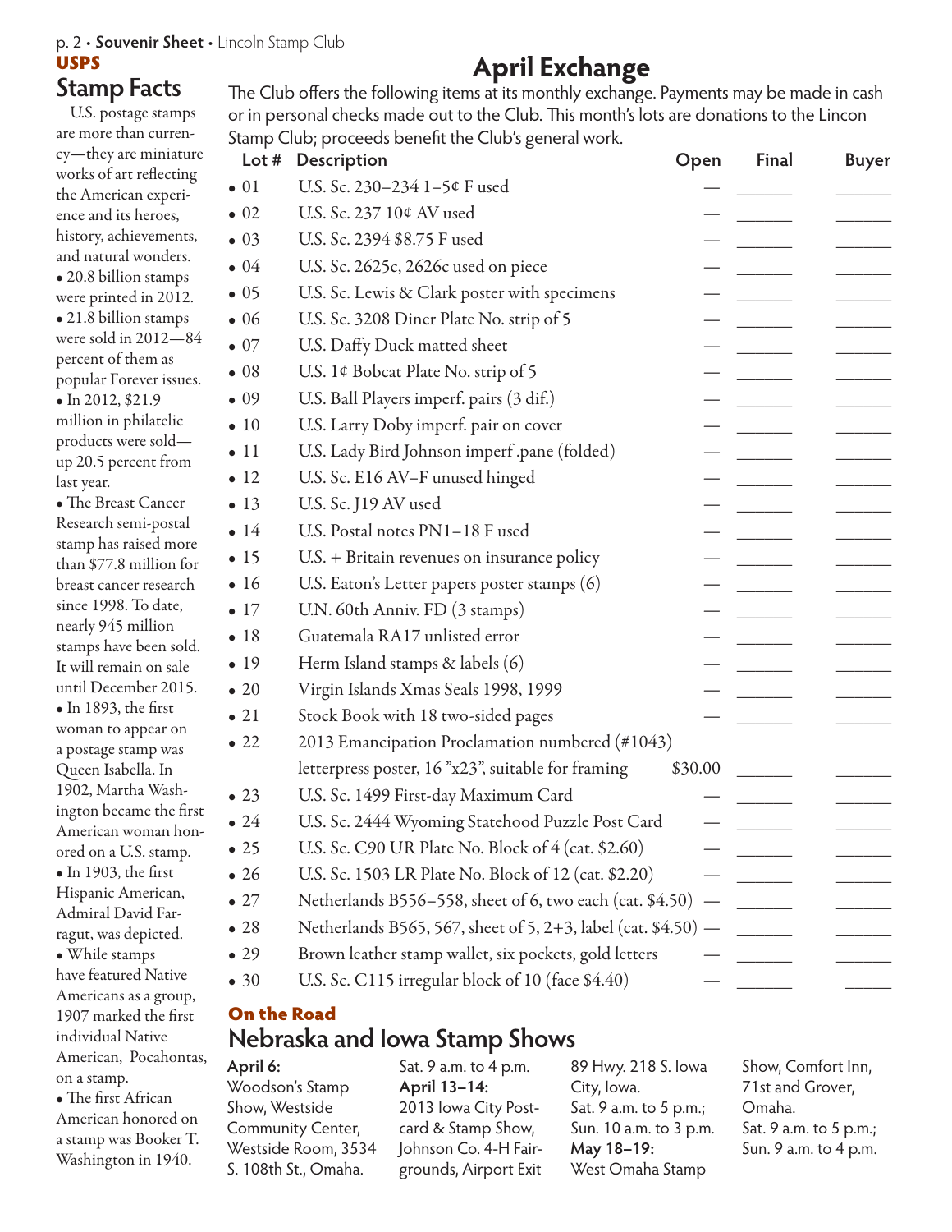## USPS

## Stamp Facts

U.S. postage stamps are more than currency—they are miniature works of art reflecting the American experience and its heroes, history, achievements, and natural wonders.

- 20.8 billion stamps were printed in 2012.
- 21.8 billion stamps were sold in 2012—84 percent of them as popular Forever issues.
- In 2012, $21.9 million in philatelic products were sold—up 20.5 percent from last year.
- The Breast Cancer Research semi-postal stamp has raised more than $77.8 million for breast cancer research since 1998. To date, nearly 945 million stamps have been sold. It will remain on sale until December 2015.
- In 1893, the first woman to appear on a postage stamp was Queen Isabella. In 1902, Martha Washington became the first American woman honored on a U.S. stamp.
- In 1903, the first Hispanic American, Admiral David Farragut, was depicted.
- While stamps have featured Native Americans as a group, 1907 marked the first individual Native American, Pocahontas, on a stamp.
- The first African American honored on a stamp was Booker T. Washington in 1940.

# April Exchange

The Club offers the following items at its monthly exchange. Payments may be made in cash or in personal checks made out to the Club. This month's lots are donations to the Lincon Stamp Club; proceeds benefit the Club's general work.

| Lot # | Description | Open | Final | Buyer |
|---|---|---|---|---|
| • 01 | U.S. Sc. 230–234 1–5¢ F used | — | | |
| • 02 | U.S. Sc. 237 10¢ AV used | — | | |
| • 03 | U.S. Sc. 2394 $8.75 F used | — | | |
| • 04 | U.S. Sc. 2625c, 2626c used on piece | — | | |
| • 05 | U.S. Sc. Lewis & Clark poster with specimens | — | | |
| • 06 | U.S. Sc. 3208 Diner Plate No. strip of 5 | — | | |
| • 07 | U.S. Daffy Duck matted sheet | — | | |
| • 08 | U.S. 1¢ Bobcat Plate No. strip of 5 | — | | |
| • 09 | U.S. Ball Players imperf. pairs (3 dif.) | — | | |
| • 10 | U.S. Larry Doby imperf. pair on cover | — | | |
| • 11 | U.S. Lady Bird Johnson imperf .pane (folded) | — | | |
| • 12 | U.S. Sc. E16 AV–F unused hinged | — | | |
| • 13 | U.S. Sc. J19 AV used | — | | |
| • 14 | U.S. Postal notes PN1–18 F used | — | | |
| • 15 | U.S. + Britain revenues on insurance policy | — | | |
| • 16 | U.S. Eaton's Letter papers poster stamps (6) | — | | |
| • 17 | U.N. 60th Anniv. FD (3 stamps) | — | | |
| • 18 | Guatemala RA17 unlisted error | — | | |
| • 19 | Herm Island stamps & labels (6) | — | | |
| • 20 | Virgin Islands Xmas Seals 1998, 1999 | — | | |
| • 21 | Stock Book with 18 two-sided pages | — | | |
| • 22 | 2013 Emancipation Proclamation numbered (#1043) letterpress poster, 16 "x23", suitable for framing | $30.00 | | |
| • 23 | U.S. Sc. 1499 First-day Maximum Card | — | | |
| • 24 | U.S. Sc. 2444 Wyoming Statehood Puzzle Post Card | — | | |
| • 25 | U.S. Sc. C90 UR Plate No. Block of 4 (cat. $2.60) | — | | |
| • 26 | U.S. Sc. 1503 LR Plate No. Block of 12 (cat. $2.20) | — | | |
| • 27 | Netherlands B556–558, sheet of 6, two each (cat. $4.50) | — | | |
| • 28 | Netherlands B565, 567, sheet of 5, 2+3, label (cat. $4.50) | — | | |
| • 29 | Brown leather stamp wallet, six pockets, gold letters | — | | |
| • 30 | U.S. Sc. C115 irregular block of 10 (face $4.40) | — | | |

### On the Road

## Nebraska and Iowa Stamp Shows

**April 6:** Woodson's Stamp Show, Westside Community Center, Westside Room, 3534 S. 108th St., Omaha. Sat. 9 a.m. to 4 p.m.

**April 13–14:** 2013 Iowa City Postcard & Stamp Show, Johnson Co. 4-H Fairgrounds, Airport Exit 89 Hwy. 218 S. Iowa City, Iowa. Sat. 9 a.m. to 5 p.m.; Sun. 10 a.m. to 3 p.m.

**May 18–19:** West Omaha Stamp Show, Comfort Inn, 71st and Grover, Omaha. Sat. 9 a.m. to 5 p.m.; Sun. 9 a.m. to 4 p.m.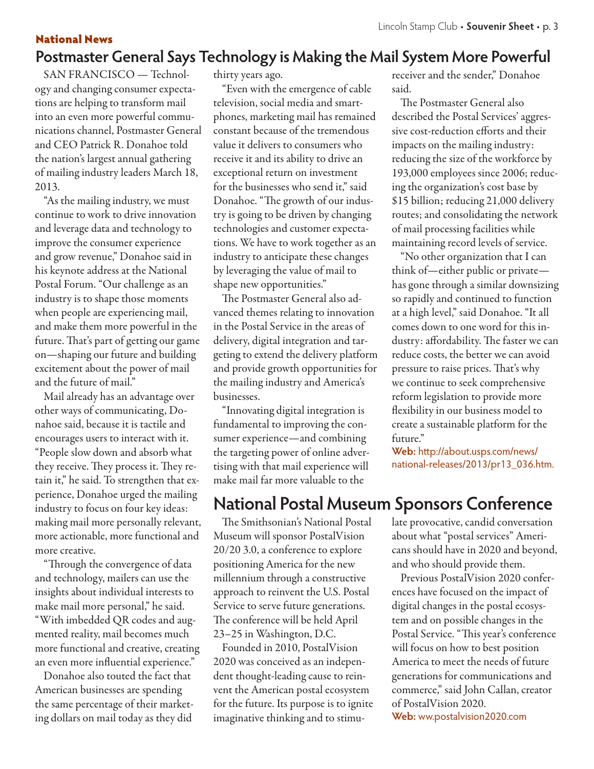**National News**

## Postmaster General Says Technology is Making the Mail System More Powerful

SAN FRANCISCO — Technology and changing consumer expectations are helping to transform mail into an even more powerful communications channel, Postmaster General and CEO Patrick R. Donahoe told the nation's largest annual gathering of mailing industry leaders March 18, 2013.

"As the mailing industry, we must continue to work to drive innovation and leverage data and technology to improve the consumer experience and grow revenue," Donahoe said in his keynote address at the National Postal Forum. "Our challenge as an industry is to shape those moments when people are experiencing mail, and make them more powerful in the future. That's part of getting our game on—shaping our future and building excitement about the power of mail and the future of mail."

Mail already has an advantage over other ways of communicating, Donahoe said, because it is tactile and encourages users to interact with it. "People slow down and absorb what they receive. They process it. They retain it," he said. To strengthen that experience, Donahoe urged the mailing industry to focus on four key ideas: making mail more personally relevant, more actionable, more functional and more creative.

"Through the convergence of data and technology, mailers can use the insights about individual interests to make mail more personal," he said. "With imbedded QR codes and augmented reality, mail becomes much more functional and creative, creating an even more influential experience."

Donahoe also touted the fact that American businesses are spending the same percentage of their marketing dollars on mail today as they did thirty years ago.

"Even with the emergence of cable television, social media and smartphones, marketing mail has remained constant because of the tremendous value it delivers to consumers who receive it and its ability to drive an exceptional return on investment for the businesses who send it," said Donahoe. "The growth of our industry is going to be driven by changing technologies and customer expectations. We have to work together as an industry to anticipate these changes by leveraging the value of mail to shape new opportunities."

The Postmaster General also advanced themes relating to innovation in the Postal Service in the areas of delivery, digital integration and targeting to extend the delivery platform and provide growth opportunities for the mailing industry and America's businesses.

"Innovating digital integration is fundamental to improving the consumer experience—and combining the targeting power of online advertising with that mail experience will make mail far more valuable to the receiver and the sender," Donahoe said.

The Postmaster General also described the Postal Services' aggressive cost-reduction efforts and their impacts on the mailing industry: reducing the size of the workforce by 193,000 employees since 2006; reducing the organization's cost base by $15 billion; reducing 21,000 delivery routes; and consolidating the network of mail processing facilities while maintaining record levels of service.

"No other organization that I can think of—either public or private—has gone through a similar downsizing so rapidly and continued to function at a high level," said Donahoe. "It all comes down to one word for this industry: affordability. The faster we can reduce costs, the better we can avoid pressure to raise prices. That's why we continue to seek comprehensive reform legislation to provide more flexibility in our business model to create a sustainable platform for the future."

**Web:** http://about.usps.com/news/national-releases/2013/pr13_036.htm.

## National Postal Museum Sponsors Conference

The Smithsonian's National Postal Museum will sponsor PostalVision 20/20 3.0, a conference to explore positioning America for the new millennium through a constructive approach to reinvent the U.S. Postal Service to serve future generations. The conference will be held April 23–25 in Washington, D.C.

Founded in 2010, PostalVision 2020 was conceived as an independent thought-leading cause to reinvent the American postal ecosystem for the future. Its purpose is to ignite imaginative thinking and to stimulate provocative, candid conversation about what "postal services" Americans should have in 2020 and beyond, and who should provide them.

Previous PostalVision 2020 conferences have focused on the impact of digital changes in the postal ecosystem and on possible changes in the Postal Service. "This year's conference will focus on how to best position America to meet the needs of future generations for communications and commerce," said John Callan, creator of PostalVision 2020.

**Web:** ww.postalvision2020.com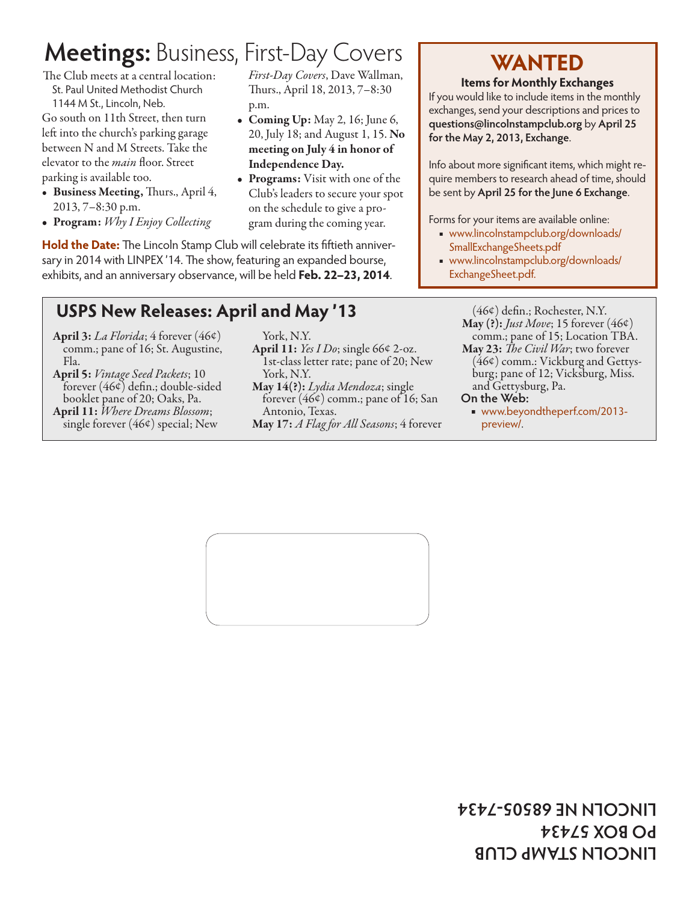# **Meetings:** Business, First-Day Covers

The Club meets at a central location:
St. Paul United Methodist Church
1144 M St., Lincoln, Neb.

Go south on 11th Street, then turn left into the church's parking garage between N and M Streets. Take the elevator to the *main* floor. Street parking is available too.

- **Business Meeting,** Thurs., April 4, 2013, 7–8:30 p.m.
- **Program:** *Why I Enjoy Collecting First-Day Covers*, Dave Wallman, Thurs., April 18, 2013, 7–8:30 p.m.
- **Coming Up:** May 2, 16; June 6, 20, July 18; and August 1, 15. **No meeting on July 4 in honor of Independence Day.**
- **Programs:** Visit with one of the Club's leaders to secure your spot on the schedule to give a program during the coming year.

**Hold the Date:** The Lincoln Stamp Club will celebrate its fiftieth anniversary in 2014 with LINPEX '14. The show, featuring an expanded bourse, exhibits, and an anniversary observance, will be held **Feb. 22–23, 2014**.

## WANTED

**Items for Monthly Exchanges**

If you would like to include items in the monthly exchanges, send your descriptions and prices to **questions@lincolnstampclub.org** by **April 25 for the May 2, 2013, Exchange**.

Info about more significant items, which might require members to research ahead of time, should be sent by **April 25 for the June 6 Exchange**.

Forms for your items are available online:

- www.lincolnstampclub.org/downloads/SmallExchangeSheets.pdf
- www.lincolnstampclub.org/downloads/ExchangeSheet.pdf.

## USPS New Releases: April and May '13

**April 3:** *La Florida*; 4 forever (46¢) comm.; pane of 16; St. Augustine, Fla.
**April 5:** *Vintage Seed Packets*; 10 forever (46¢) defin.; double-sided booklet pane of 20; Oaks, Pa.
**April 11:** *Where Dreams Blossom*; single forever (46¢) special; New York, N.Y.
**April 11:** *Yes I Do*; single 66¢ 2-oz. 1st-class letter rate; pane of 20; New York, N.Y.
**May 14(?):** *Lydia Mendoza*; single forever (46¢) comm.; pane of 16; San Antonio, Texas.
**May 17:** *A Flag for All Seasons*; 4 forever (46¢) defin.; Rochester, N.Y.
**May (?):** *Just Move*; 15 forever (46¢) comm.; pane of 15; Location TBA.
**May 23:** *The Civil War*; two forever (46¢) comm.: Vickburg and Gettysburg; pane of 12; Vicksburg, Miss. and Gettysburg, Pa.

**On the Web:**

- www.beyondtheperf.com/2013-preview/.

**LINCOLN STAMP CLUB**
**PO BOX 57434**
**LINCOLN NE 68505-7434**